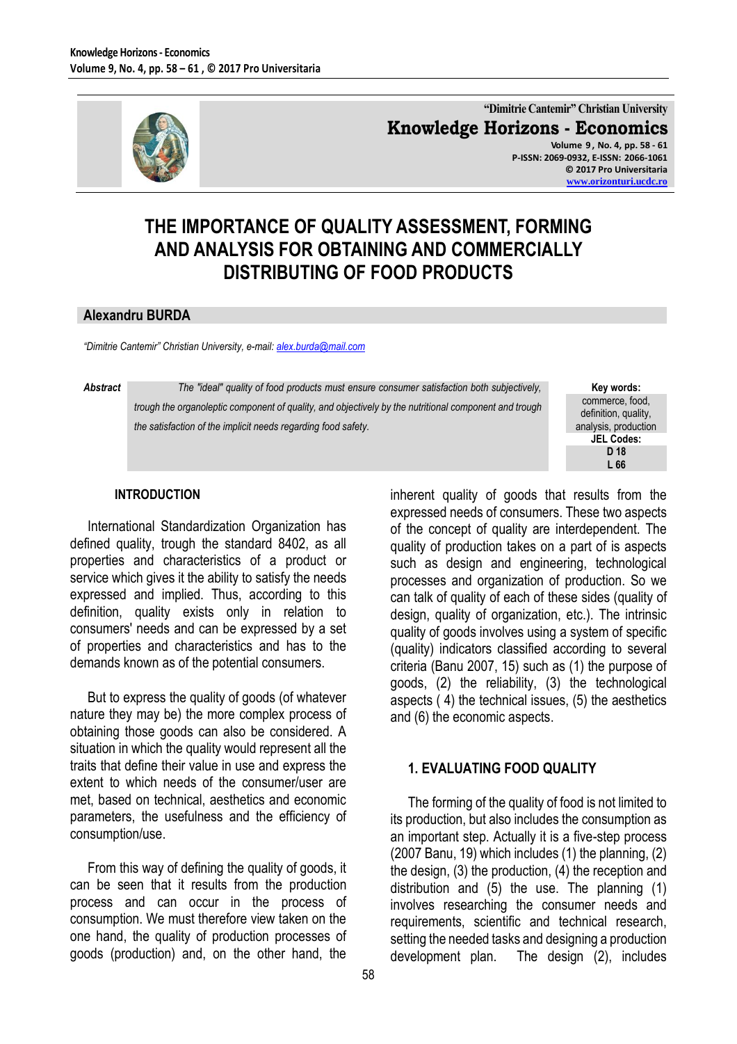"Dimitrie Cantemir" Christian University
**Knowledge Horizons - Economics**
Volume 9, No. 4, pp. 58 - 61
P-ISSN: 2069-0932, E-ISSN: 2066-1061
© 2017 Pro Universitaria
www.orizonturi.ucdc.ro

# THE IMPORTANCE OF QUALITY ASSESSMENT, FORMING AND ANALYSIS FOR OBTAINING AND COMMERCIALLY DISTRIBUTING OF FOOD PRODUCTS

**Alexandru BURDA**

*"Dimitrie Cantemir" Christian University, e-mail: alex.burda@mail.com*

***Abstract*** *The "ideal" quality of food products must ensure consumer satisfaction both subjectively, trough the organoleptic component of quality, and objectively by the nutritional component and trough the satisfaction of the implicit needs regarding food safety.*

**Key words:** commerce, food, definition, quality, analysis, production

**JEL Codes:** D 18, L 66

## INTRODUCTION

International Standardization Organization has defined quality, trough the standard 8402, as all properties and characteristics of a product or service which gives it the ability to satisfy the needs expressed and implied. Thus, according to this definition, quality exists only in relation to consumers' needs and can be expressed by a set of properties and characteristics and has to the demands known as of the potential consumers.

But to express the quality of goods (of whatever nature they may be) the more complex process of obtaining those goods can also be considered. A situation in which the quality would represent all the traits that define their value in use and express the extent to which needs of the consumer/user are met, based on technical, aesthetics and economic parameters, the usefulness and the efficiency of consumption/use.

From this way of defining the quality of goods, it can be seen that it results from the production process and can occur in the process of consumption. We must therefore view taken on the one hand, the quality of production processes of goods (production) and, on the other hand, the inherent quality of goods that results from the expressed needs of consumers. These two aspects of the concept of quality are interdependent. The quality of production takes on a part of is aspects such as design and engineering, technological processes and organization of production. So we can talk of quality of each of these sides (quality of design, quality of organization, etc.). The intrinsic quality of goods involves using a system of specific (quality) indicators classified according to several criteria (Banu 2007, 15) such as (1) the purpose of goods, (2) the reliability, (3) the technological aspects ( 4) the technical issues, (5) the aesthetics and (6) the economic aspects.

## 1. EVALUATING FOOD QUALITY

The forming of the quality of food is not limited to its production, but also includes the consumption as an important step. Actually it is a five-step process (2007 Banu, 19) which includes (1) the planning, (2) the design, (3) the production, (4) the reception and distribution and (5) the use. The planning (1) involves researching the consumer needs and requirements, scientific and technical research, setting the needed tasks and designing a production development plan. The design (2), includes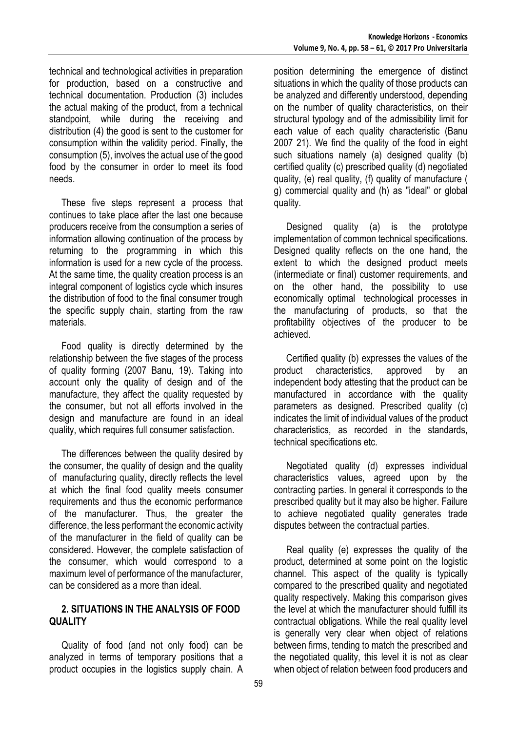technical and technological activities in preparation for production, based on a constructive and technical documentation. Production (3) includes the actual making of the product, from a technical standpoint, while during the receiving and distribution (4) the good is sent to the customer for consumption within the validity period. Finally, the consumption (5), involves the actual use of the good food by the consumer in order to meet its food needs.

These five steps represent a process that continues to take place after the last one because producers receive from the consumption a series of information allowing continuation of the process by returning to the programming in which this information is used for a new cycle of the process. At the same time, the quality creation process is an integral component of logistics cycle which insures the distribution of food to the final consumer trough the specific supply chain, starting from the raw materials.

Food quality is directly determined by the relationship between the five stages of the process of quality forming (2007 Banu, 19). Taking into account only the quality of design and of the manufacture, they affect the quality requested by the consumer, but not all efforts involved in the design and manufacture are found in an ideal quality, which requires full consumer satisfaction.

The differences between the quality desired by the consumer, the quality of design and the quality of manufacturing quality, directly reflects the level at which the final food quality meets consumer requirements and thus the economic performance of the manufacturer. Thus, the greater the difference, the less performant the economic activity of the manufacturer in the field of quality can be considered. However, the complete satisfaction of the consumer, which would correspond to a maximum level of performance of the manufacturer, can be considered as a more than ideal.

## 2. SITUATIONS IN THE ANALYSIS OF FOOD QUALITY

Quality of food (and not only food) can be analyzed in terms of temporary positions that a product occupies in the logistics supply chain. A position determining the emergence of distinct situations in which the quality of those products can be analyzed and differently understood, depending on the number of quality characteristics, on their structural typology and of the admissibility limit for each value of each quality characteristic (Banu 2007 21). We find the quality of the food in eight such situations namely (a) designed quality (b) certified quality (c) prescribed quality (d) negotiated quality, (e) real quality, (f) quality of manufacture ( g) commercial quality and (h) as "ideal" or global quality.

Designed quality (a) is the prototype implementation of common technical specifications. Designed quality reflects on the one hand, the extent to which the designed product meets (intermediate or final) customer requirements, and on the other hand, the possibility to use economically optimal technological processes in the manufacturing of products, so that the profitability objectives of the producer to be achieved.

Certified quality (b) expresses the values of the product characteristics, approved by an independent body attesting that the product can be manufactured in accordance with the quality parameters as designed. Prescribed quality (c) indicates the limit of individual values of the product characteristics, as recorded in the standards, technical specifications etc.

Negotiated quality (d) expresses individual characteristics values, agreed upon by the contracting parties. In general it corresponds to the prescribed quality but it may also be higher. Failure to achieve negotiated quality generates trade disputes between the contractual parties.

Real quality (e) expresses the quality of the product, determined at some point on the logistic channel. This aspect of the quality is typically compared to the prescribed quality and negotiated quality respectively. Making this comparison gives the level at which the manufacturer should fulfill its contractual obligations. While the real quality level is generally very clear when object of relations between firms, tending to match the prescribed and the negotiated quality, this level it is not as clear when object of relation between food producers and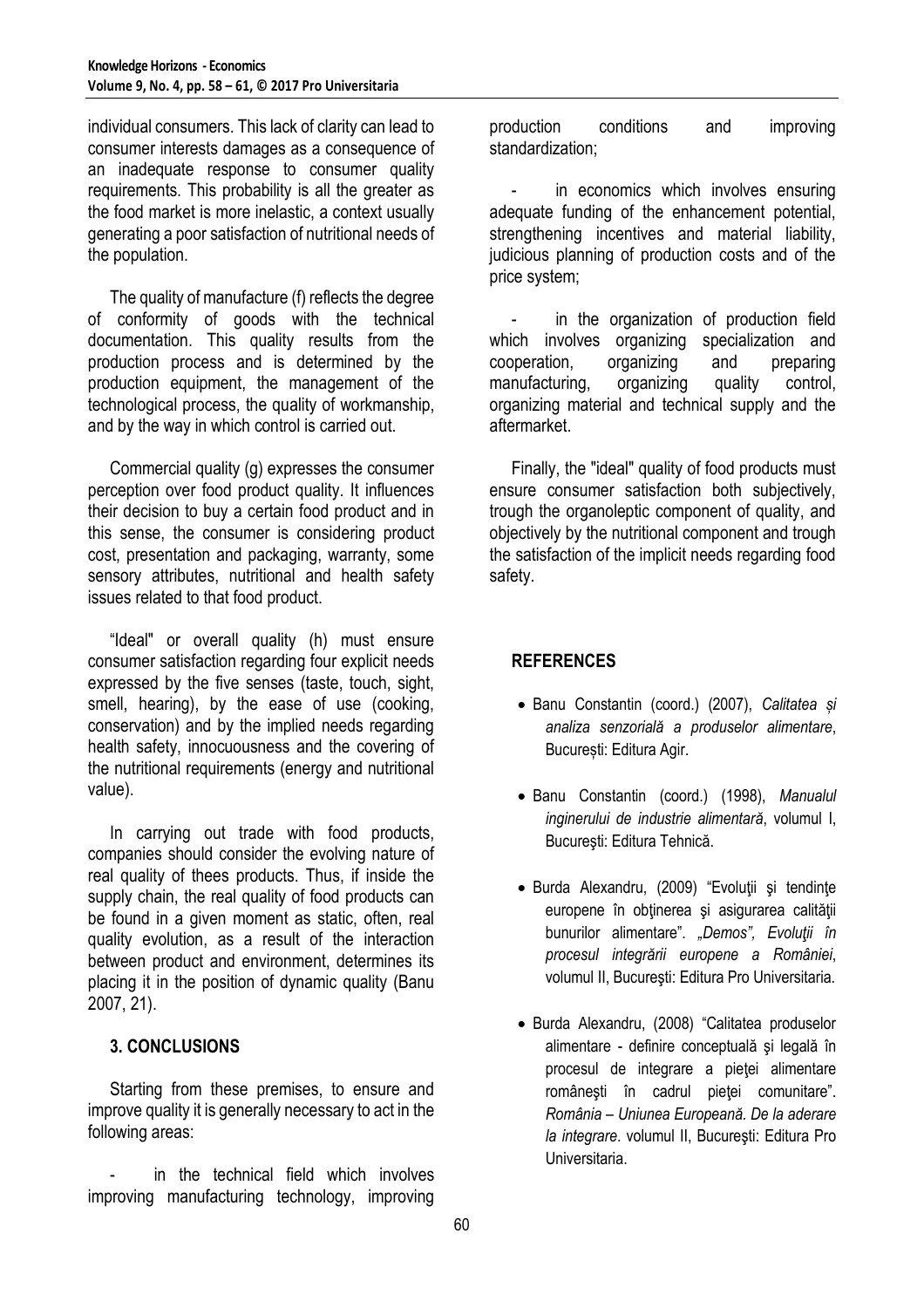individual consumers. This lack of clarity can lead to consumer interests damages as a consequence of an inadequate response to consumer quality requirements. This probability is all the greater as the food market is more inelastic, a context usually generating a poor satisfaction of nutritional needs of the population.

The quality of manufacture (f) reflects the degree of conformity of goods with the technical documentation. This quality results from the production process and is determined by the production equipment, the management of the technological process, the quality of workmanship, and by the way in which control is carried out.

Commercial quality (g) expresses the consumer perception over food product quality. It influences their decision to buy a certain food product and in this sense, the consumer is considering product cost, presentation and packaging, warranty, some sensory attributes, nutritional and health safety issues related to that food product.

"Ideal" or overall quality (h) must ensure consumer satisfaction regarding four explicit needs expressed by the five senses (taste, touch, sight, smell, hearing), by the ease of use (cooking, conservation) and by the implied needs regarding health safety, innocuousness and the covering of the nutritional requirements (energy and nutritional value).

In carrying out trade with food products, companies should consider the evolving nature of real quality of thees products. Thus, if inside the supply chain, the real quality of food products can be found in a given moment as static, often, real quality evolution, as a result of the interaction between product and environment, determines its placing it in the position of dynamic quality (Banu 2007, 21).

## 3. CONCLUSIONS

Starting from these premises, to ensure and improve quality it is generally necessary to act in the following areas:

- in the technical field which involves improving manufacturing technology, improving production conditions and improving standardization;
- in economics which involves ensuring adequate funding of the enhancement potential, strengthening incentives and material liability, judicious planning of production costs and of the price system;
- in the organization of production field which involves organizing specialization and cooperation, organizing and preparing manufacturing, organizing quality control, organizing material and technical supply and the aftermarket.

Finally, the "ideal" quality of food products must ensure consumer satisfaction both subjectively, trough the organoleptic component of quality, and objectively by the nutritional component and trough the satisfaction of the implicit needs regarding food safety.

## REFERENCES

- Banu Constantin (coord.) (2007), *Calitatea și analiza senzorială a produselor alimentare*, București: Editura Agir.
- Banu Constantin (coord.) (1998), *Manualul inginerului de industrie alimentară*, volumul I, Bucureşti: Editura Tehnică.
- Burda Alexandru, (2009) "Evoluţii şi tendinţe europene în obţinerea şi asigurarea calităţii bunurilor alimentare". *„Demos", Evoluţii în procesul integrării europene a României*, volumul II, Bucureşti: Editura Pro Universitaria.
- Burda Alexandru, (2008) "Calitatea produselor alimentare - definire conceptuală şi legală în procesul de integrare a pieţei alimentare româneşti în cadrul pieţei comunitare". *România – Uniunea Europeană. De la aderare la integrare*. volumul II, Bucureşti: Editura Pro Universitaria.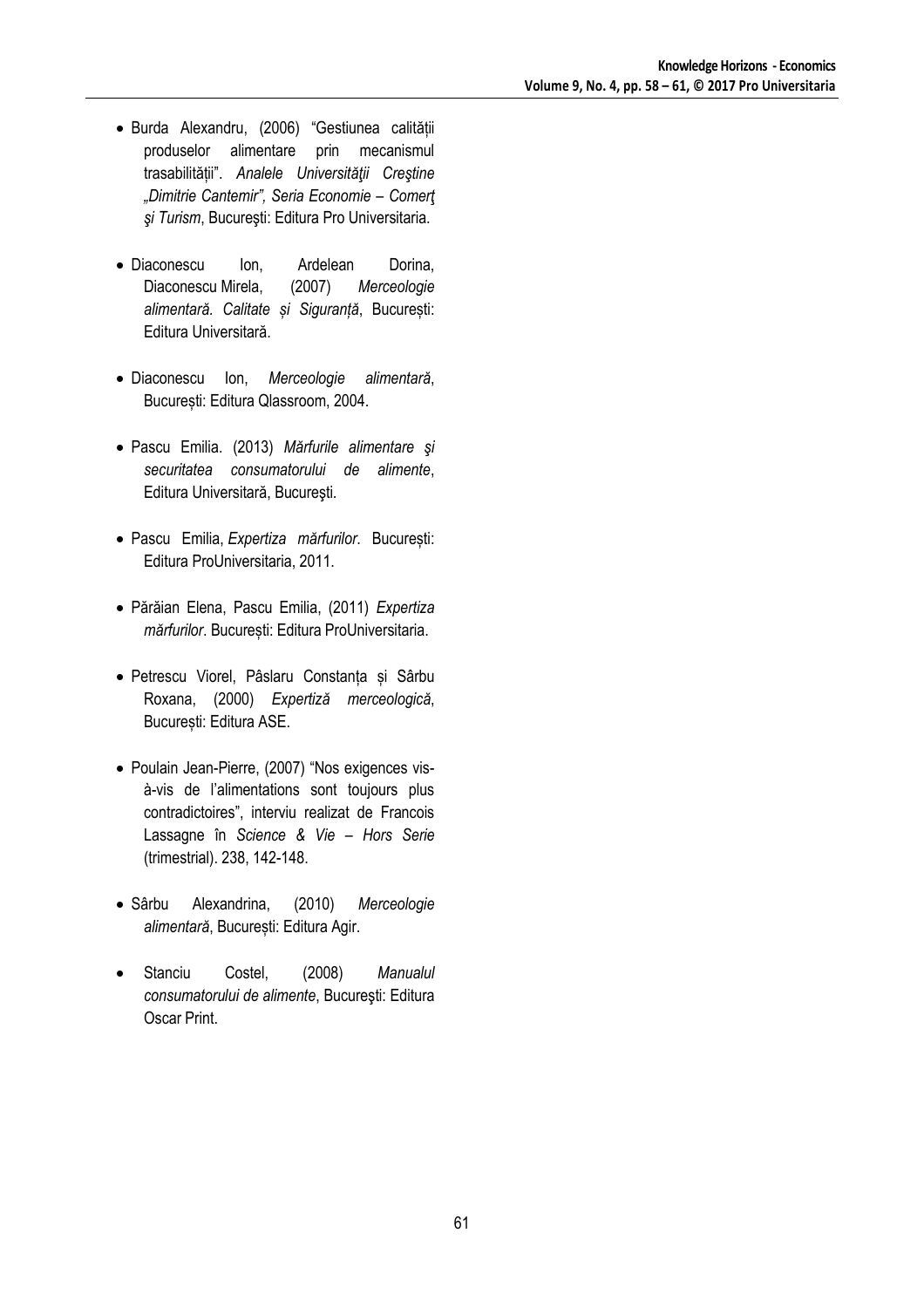- Burda Alexandru, (2006) "Gestiunea calității produselor alimentare prin mecanismul trasabilității". *Analele Universităţii Creştine „Dimitrie Cantemir", Seria Economie – Comerţ şi Turism*, Bucureşti: Editura Pro Universitaria.

- Diaconescu Ion, Ardelean Dorina, Diaconescu Mirela, (2007) *Merceologie alimentară. Calitate și Siguranță*, București: Editura Universitară.

- Diaconescu Ion, *Merceologie alimentară*, București: Editura Qlassroom, 2004.

- Pascu Emilia. (2013) *Mărfurile alimentare şi securitatea consumatorului de alimente*, Editura Universitară, Bucureşti.

- Pascu Emilia, *Expertiza mărfurilor*. București: Editura ProUniversitaria, 2011.

- Părăian Elena, Pascu Emilia, (2011) *Expertiza mărfurilor*. București: Editura ProUniversitaria.

- Petrescu Viorel, Pâslaru Constanța și Sârbu Roxana, (2000) *Expertiză merceologică*, București: Editura ASE.

- Poulain Jean-Pierre, (2007) "Nos exigences vis-à-vis de l'alimentations sont toujours plus contradictoires", interviu realizat de Francois Lassagne în *Science & Vie – Hors Serie* (trimestrial). 238, 142-148.

- Sârbu Alexandrina, (2010) *Merceologie alimentară*, București: Editura Agir.

- Stanciu Costel, (2008) *Manualul consumatorului de alimente*, Bucureşti: Editura Oscar Print.